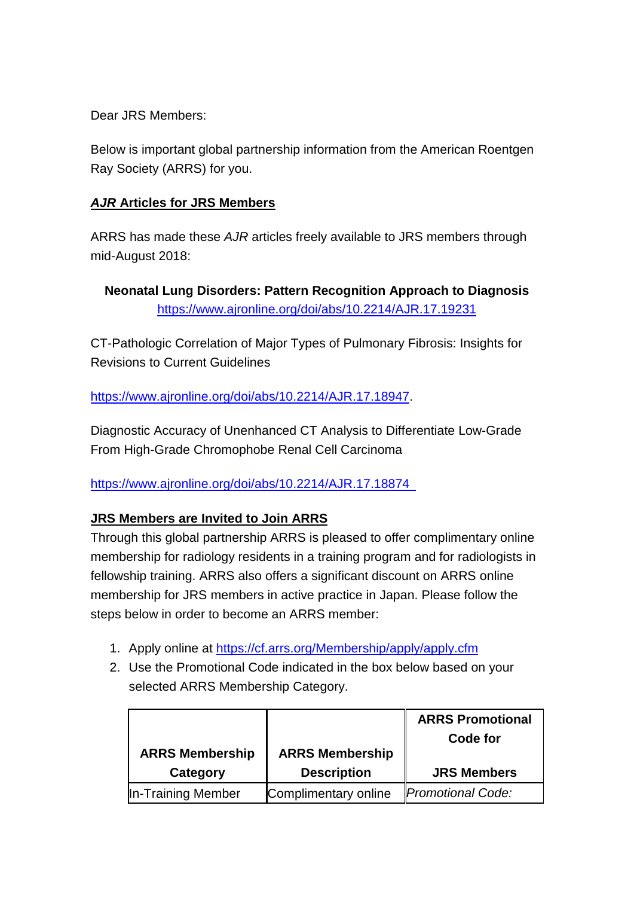Dear JRS Members:

Below is important global partnership information from the American Roentgen Ray Society (ARRS) for you.

***AJR* Articles for JRS Members**

ARRS has made these *AJR* articles freely available to JRS members through mid-August 2018:

**Neonatal Lung Disorders: Pattern Recognition Approach to Diagnosis**
https://www.ajronline.org/doi/abs/10.2214/AJR.17.19231

CT-Pathologic Correlation of Major Types of Pulmonary Fibrosis: Insights for Revisions to Current Guidelines

https://www.ajronline.org/doi/abs/10.2214/AJR.17.18947.

Diagnostic Accuracy of Unenhanced CT Analysis to Differentiate Low-Grade From High-Grade Chromophobe Renal Cell Carcinoma

https://www.ajronline.org/doi/abs/10.2214/AJR.17.18874

**JRS Members are Invited to Join ARRS**

Through this global partnership ARRS is pleased to offer complimentary online membership for radiology residents in a training program and for radiologists in fellowship training. ARRS also offers a significant discount on ARRS online membership for JRS members in active practice in Japan. Please follow the steps below in order to become an ARRS member:

1. Apply online at https://cf.arrs.org/Membership/apply/apply.cfm
2. Use the Promotional Code indicated in the box below based on your selected ARRS Membership Category.

| ARRS Membership Category | ARRS Membership Description | ARRS Promotional Code for JRS Members |
|---|---|---|
| In-Training Member | Complimentary online | *Promotional Code:* |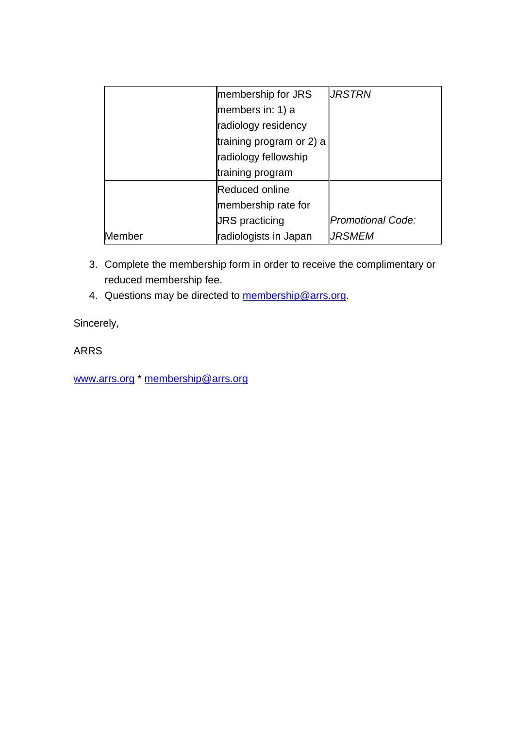| | | |
|---|---|---|
| | membership for JRS members in: 1) a radiology residency training program or 2) a radiology fellowship training program | *JRSTRN* |
| Member | Reduced online membership rate for JRS practicing radiologists in Japan | *Promotional Code: JRSMEM* |

3. Complete the membership form in order to receive the complimentary or reduced membership fee.
4. Questions may be directed to membership@arrs.org.

Sincerely,

ARRS

www.arrs.org * membership@arrs.org